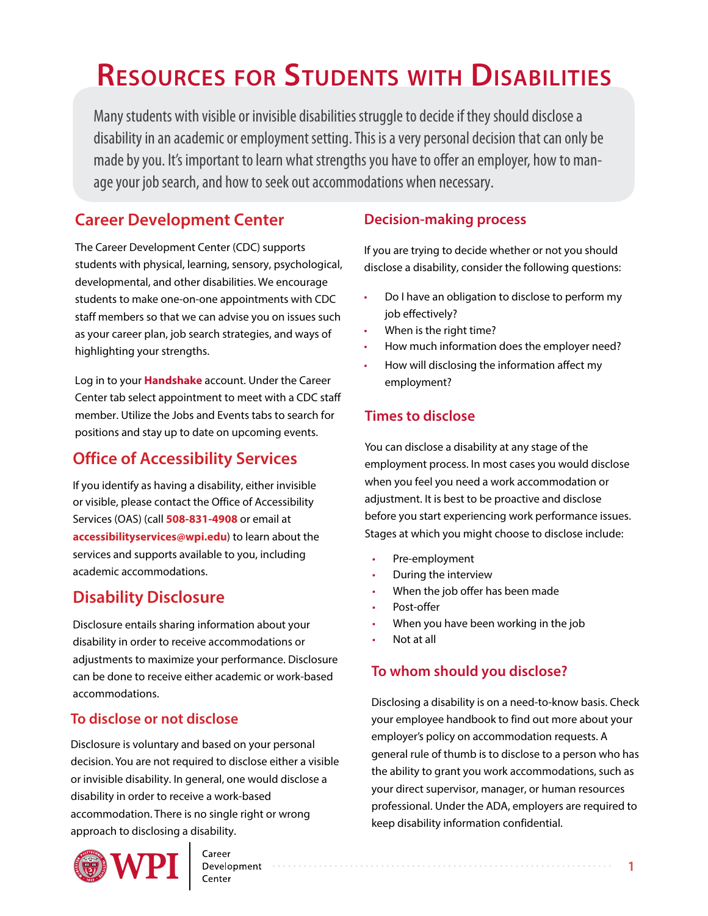# Resources for Students with Disabilities

Many students with visible or invisible disabilities struggle to decide if they should disclose a disability in an academic or employment setting. This is a very personal decision that can only be made by you. It's important to learn what strengths you have to offer an employer, how to manage your job search, and how to seek out accommodations when necessary.

## Career Development Center

The Career Development Center (CDC) supports students with physical, learning, sensory, psychological, developmental, and other disabilities. We encourage students to make one-on-one appointments with CDC staff members so that we can advise you on issues such as your career plan, job search strategies, and ways of highlighting your strengths.

Log in to your **Handshake** account. Under the Career Center tab select appointment to meet with a CDC staff member. Utilize the Jobs and Events tabs to search for positions and stay up to date on upcoming events.

## Office of Accessibility Services

If you identify as having a disability, either invisible or visible, please contact the Office of Accessibility Services (OAS) (call **508-831-4908** or email at **accessibilityservices@wpi.edu**) to learn about the services and supports available to you, including academic accommodations.

## Disability Disclosure

Disclosure entails sharing information about your disability in order to receive accommodations or adjustments to maximize your performance. Disclosure can be done to receive either academic or work-based accommodations.

### To disclose or not disclose

Disclosure is voluntary and based on your personal decision. You are not required to disclose either a visible or invisible disability. In general, one would disclose a disability in order to receive a work-based accommodation. There is no single right or wrong approach to disclosing a disability.

### Decision-making process

If you are trying to decide whether or not you should disclose a disability, consider the following questions:

- Do I have an obligation to disclose to perform my job effectively?
- When is the right time?
- How much information does the employer need?
- How will disclosing the information affect my employment?

### Times to disclose

You can disclose a disability at any stage of the employment process. In most cases you would disclose when you feel you need a work accommodation or adjustment. It is best to be proactive and disclose before you start experiencing work performance issues. Stages at which you might choose to disclose include:

- Pre-employment
- During the interview
- When the job offer has been made
- Post-offer
- When you have been working in the job
- Not at all

### To whom should you disclose?

Disclosing a disability is on a need-to-know basis. Check your employee handbook to find out more about your employer's policy on accommodation requests. A general rule of thumb is to disclose to a person who has the ability to grant you work accommodations, such as your direct supervisor, manager, or human resources professional. Under the ADA, employers are required to keep disability information confidential.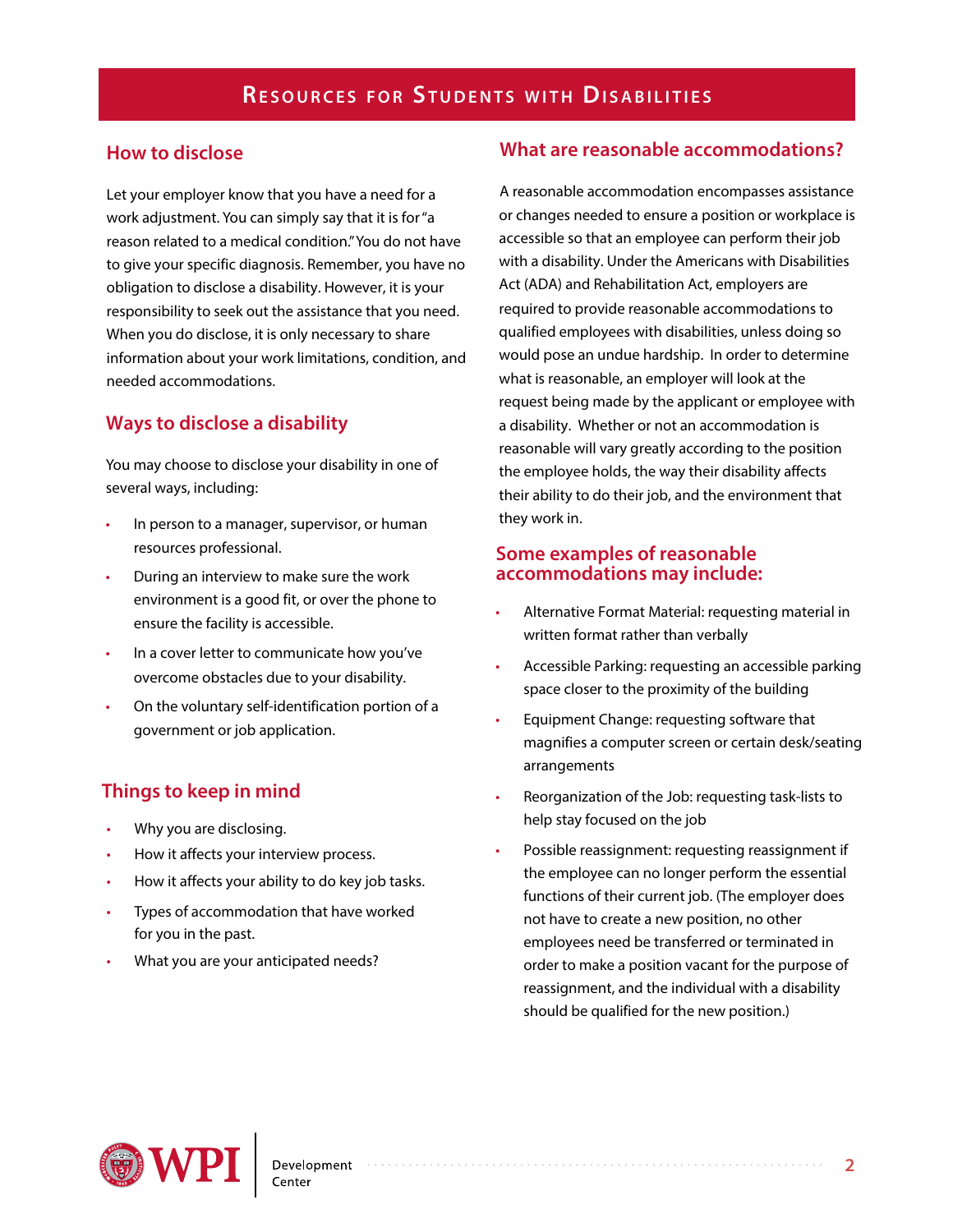# Resources for Students with Disabilities

## How to disclose

Let your employer know that you have a need for a work adjustment. You can simply say that it is for "a reason related to a medical condition." You do not have to give your specific diagnosis. Remember, you have no obligation to disclose a disability. However, it is your responsibility to seek out the assistance that you need. When you do disclose, it is only necessary to share information about your work limitations, condition, and needed accommodations.

## Ways to disclose a disability

You may choose to disclose your disability in one of several ways, including:

- In person to a manager, supervisor, or human resources professional.
- During an interview to make sure the work environment is a good fit, or over the phone to ensure the facility is accessible.
- In a cover letter to communicate how you've overcome obstacles due to your disability.
- On the voluntary self-identification portion of a government or job application.

## Things to keep in mind

- Why you are disclosing.
- How it affects your interview process.
- How it affects your ability to do key job tasks.
- Types of accommodation that have worked for you in the past.
- What you are your anticipated needs?

## What are reasonable accommodations?

A reasonable accommodation encompasses assistance or changes needed to ensure a position or workplace is accessible so that an employee can perform their job with a disability. Under the Americans with Disabilities Act (ADA) and Rehabilitation Act, employers are required to provide reasonable accommodations to qualified employees with disabilities, unless doing so would pose an undue hardship. In order to determine what is reasonable, an employer will look at the request being made by the applicant or employee with a disability. Whether or not an accommodation is reasonable will vary greatly according to the position the employee holds, the way their disability affects their ability to do their job, and the environment that they work in.

## Some examples of reasonable accommodations may include:

- Alternative Format Material: requesting material in written format rather than verbally
- Accessible Parking: requesting an accessible parking space closer to the proximity of the building
- Equipment Change: requesting software that magnifies a computer screen or certain desk/seating arrangements
- Reorganization of the Job: requesting task-lists to help stay focused on the job
- Possible reassignment: requesting reassignment if the employee can no longer perform the essential functions of their current job. (The employer does not have to create a new position, no other employees need be transferred or terminated in order to make a position vacant for the purpose of reassignment, and the individual with a disability should be qualified for the new position.)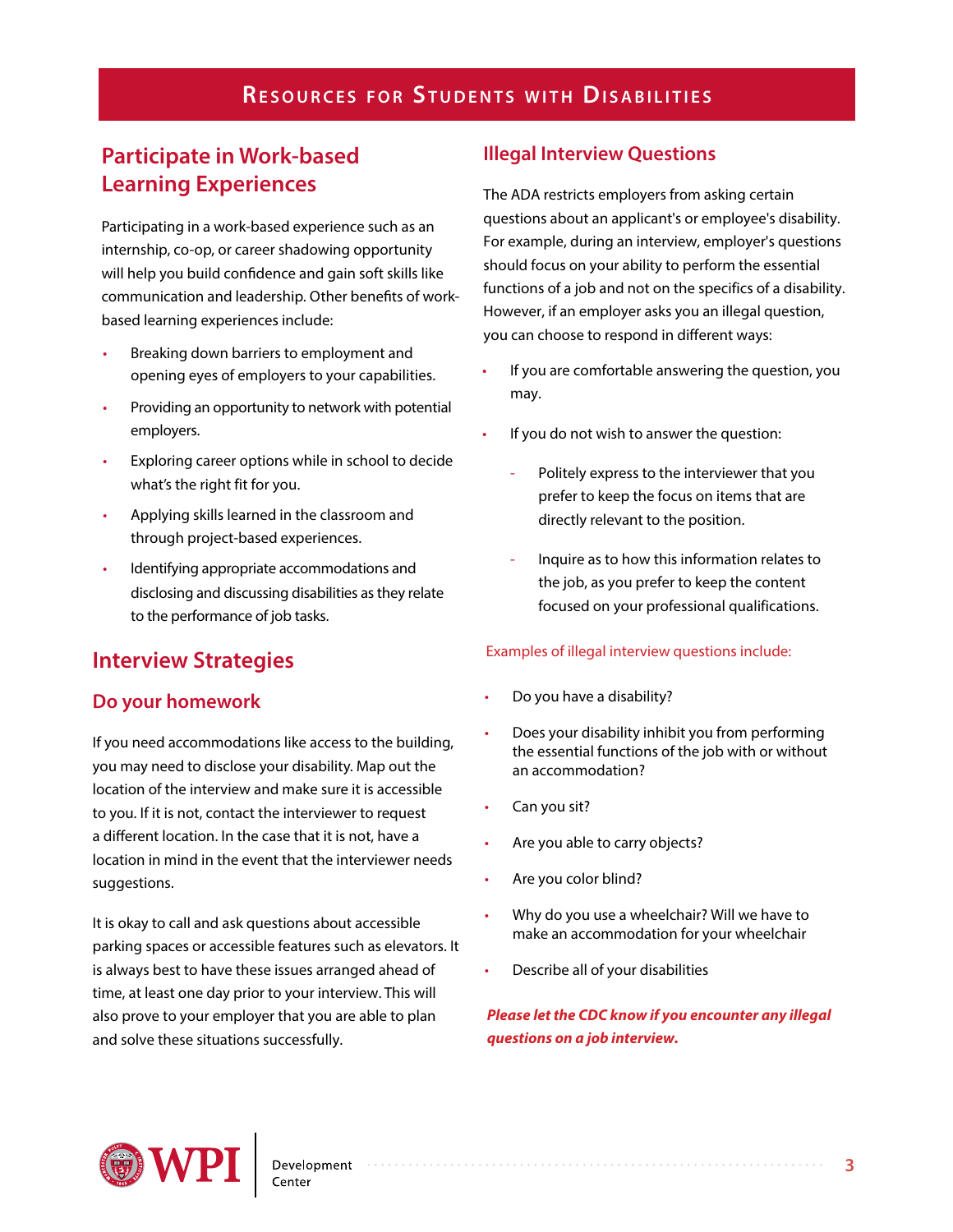# Resources for Students with Disabilities

## Participate in Work-based Learning Experiences

Participating in a work-based experience such as an internship, co-op, or career shadowing opportunity will help you build confidence and gain soft skills like communication and leadership. Other benefits of work-based learning experiences include:

- Breaking down barriers to employment and opening eyes of employers to your capabilities.
- Providing an opportunity to network with potential employers.
- Exploring career options while in school to decide what's the right fit for you.
- Applying skills learned in the classroom and through project-based experiences.
- Identifying appropriate accommodations and disclosing and discussing disabilities as they relate to the performance of job tasks.

## Interview Strategies

### Do your homework

If you need accommodations like access to the building, you may need to disclose your disability. Map out the location of the interview and make sure it is accessible to you. If it is not, contact the interviewer to request a different location. In the case that it is not, have a location in mind in the event that the interviewer needs suggestions.

It is okay to call and ask questions about accessible parking spaces or accessible features such as elevators. It is always best to have these issues arranged ahead of time, at least one day prior to your interview. This will also prove to your employer that you are able to plan and solve these situations successfully.

## Illegal Interview Questions

The ADA restricts employers from asking certain questions about an applicant's or employee's disability. For example, during an interview, employer's questions should focus on your ability to perform the essential functions of a job and not on the specifics of a disability. However, if an employer asks you an illegal question, you can choose to respond in different ways:

- If you are comfortable answering the question, you may.
- If you do not wish to answer the question:
  - Politely express to the interviewer that you prefer to keep the focus on items that are directly relevant to the position.
  - Inquire as to how this information relates to the job, as you prefer to keep the content focused on your professional qualifications.

Examples of illegal interview questions include:

- Do you have a disability?
- Does your disability inhibit you from performing the essential functions of the job with or without an accommodation?
- Can you sit?
- Are you able to carry objects?
- Are you color blind?
- Why do you use a wheelchair? Will we have to make an accommodation for your wheelchair
- Describe all of your disabilities

***Please let the CDC know if you encounter any illegal questions on a job interview.***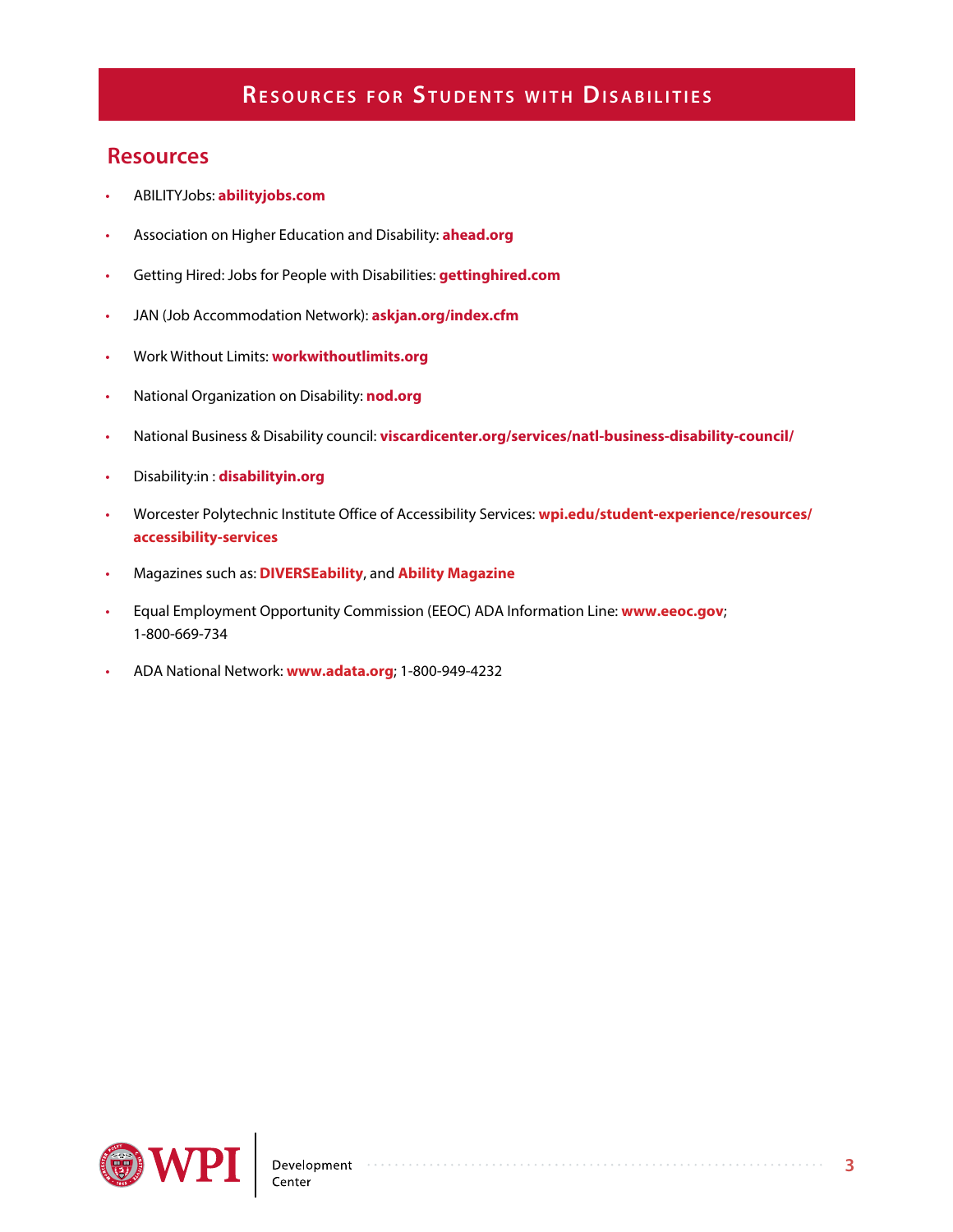# Resources for Students with Disabilities

## Resources

- ABILITYJobs: **abilityjobs.com**
- Association on Higher Education and Disability: **ahead.org**
- Getting Hired: Jobs for People with Disabilities: **gettinghired.com**
- JAN (Job Accommodation Network): **askjan.org/index.cfm**
- Work Without Limits: **workwithoutlimits.org**
- National Organization on Disability: **nod.org**
- National Business & Disability council: **viscardicenter.org/services/natl-business-disability-council/**
- Disability:in : **disabilityin.org**
- Worcester Polytechnic Institute Office of Accessibility Services: **wpi.edu/student-experience/resources/accessibility-services**
- Magazines such as: **DIVERSEability**, and **Ability Magazine**
- Equal Employment Opportunity Commission (EEOC) ADA Information Line: **www.eeoc.gov**; 1-800-669-734
- ADA National Network: **www.adata.org**; 1-800-949-4232